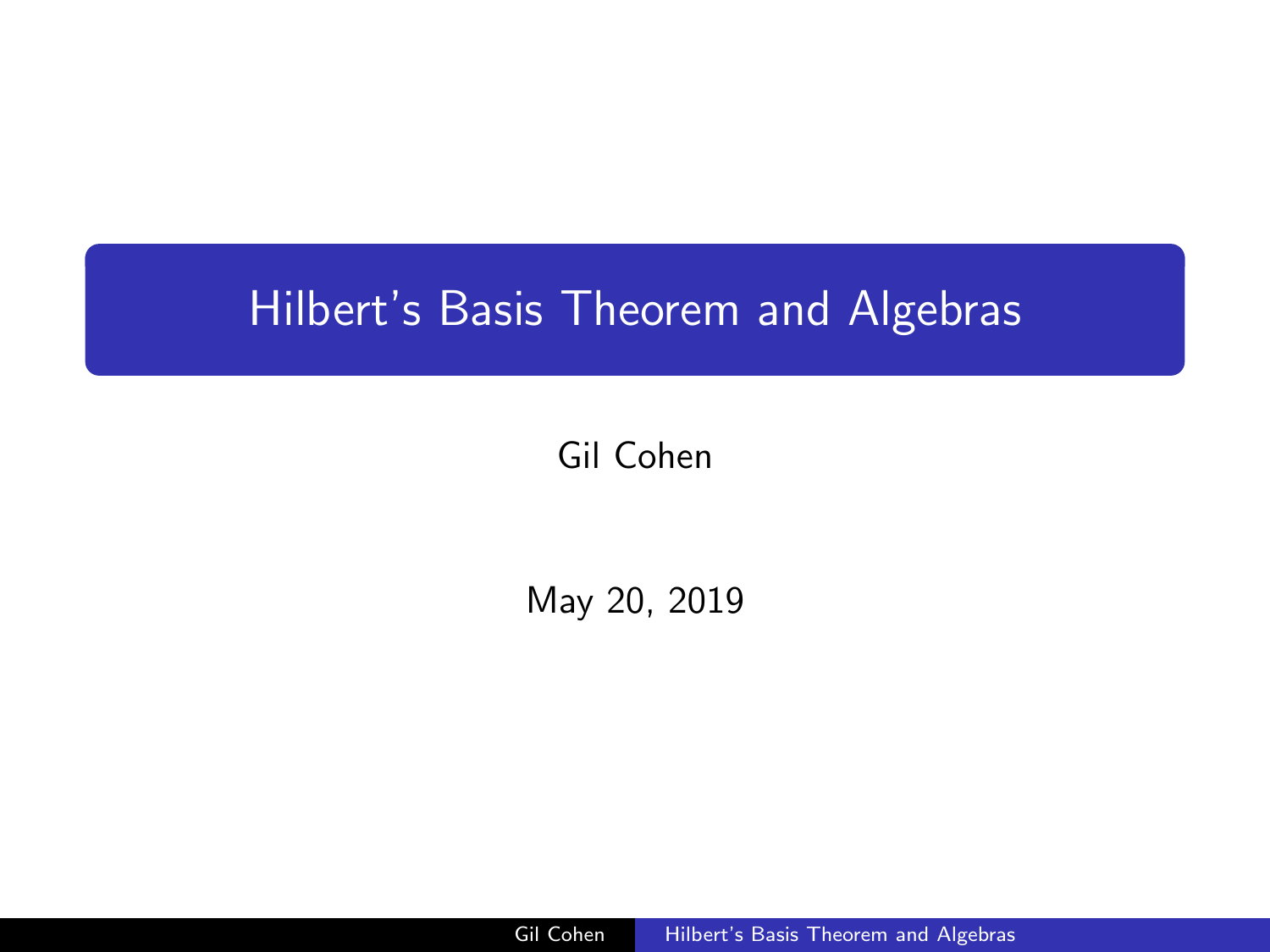# Hilbert's Basis Theorem and Algebras

Gil Cohen

May 20, 2019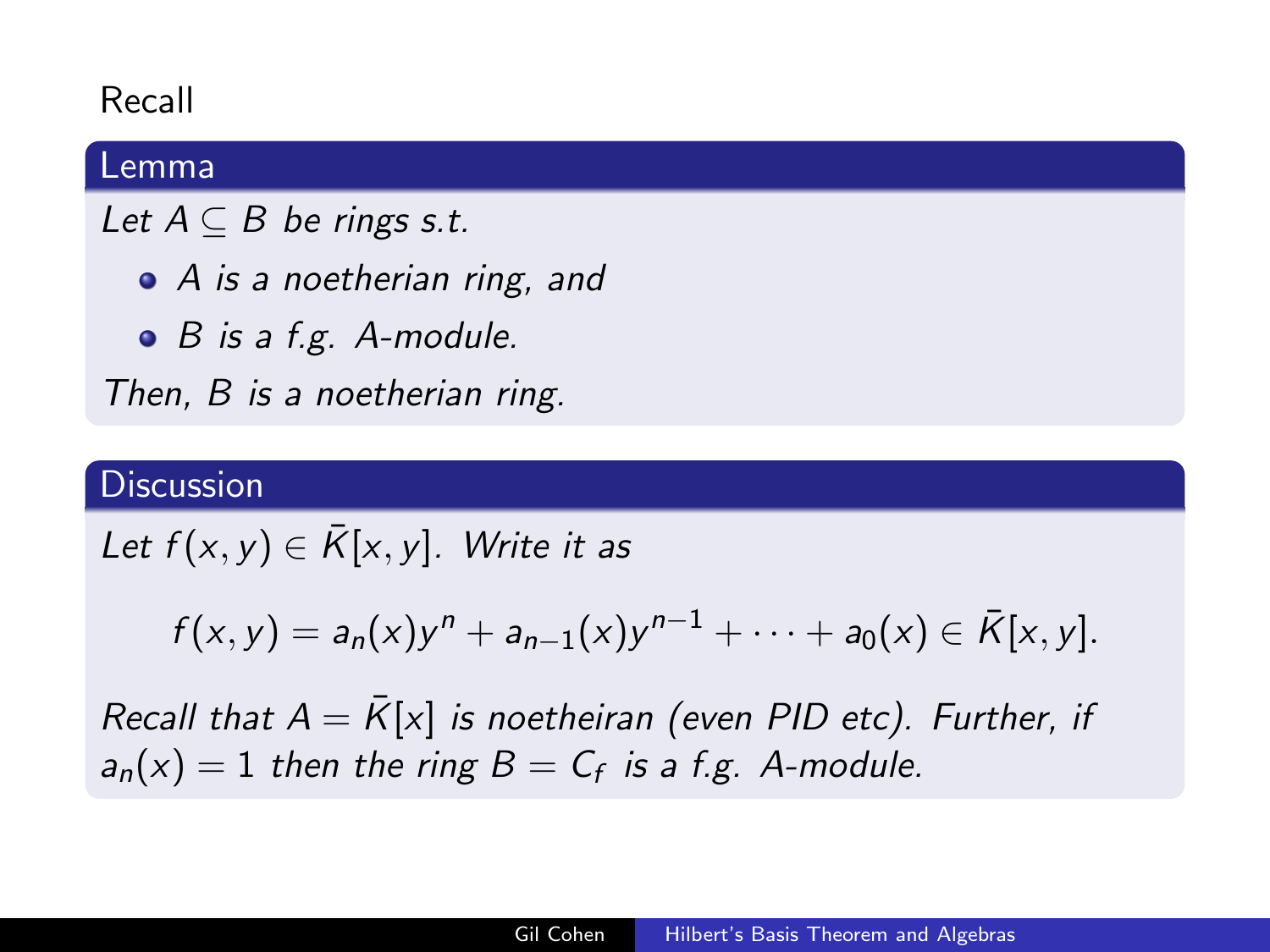Recall

### Lemma

*Let $A \subseteq B$ be rings s.t.*

- *$A$ is a noetherian ring, and*
- *$B$ is a f.g. $A$-module.*

*Then, $B$ is a noetherian ring.*

### Discussion

*Let $f(x, y) \in \bar{K}[x, y]$. Write it as*

$$f(x, y) = a_n(x)y^n + a_{n-1}(x)y^{n-1} + \cdots + a_0(x) \in \bar{K}[x, y].$$

*Recall that $A = \bar{K}[x]$ is noetheiran (even PID etc). Further, if $a_n(x) = 1$ then the ring $B = C_f$ is a f.g. $A$-module.*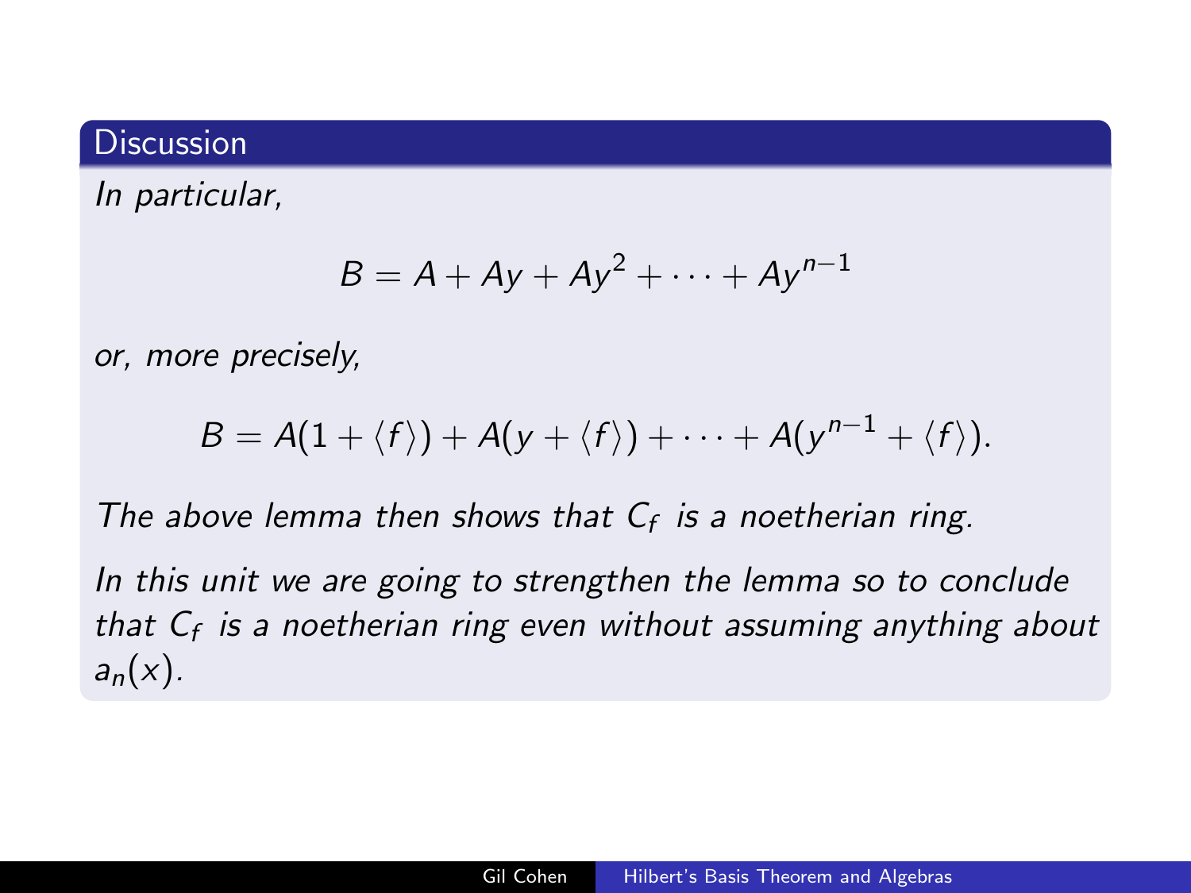### Discussion

*In particular,*

$$B = A + Ay + Ay^2 + \cdots + Ay^{n-1}$$

*or, more precisely,*

$$B = A(1 + \langle f \rangle) + A(y + \langle f \rangle) + \cdots + A(y^{n-1} + \langle f \rangle).$$

*The above lemma then shows that $C_f$ is a noetherian ring.*

*In this unit we are going to strengthen the lemma so to conclude that $C_f$ is a noetherian ring even without assuming anything about $a_n(x)$.*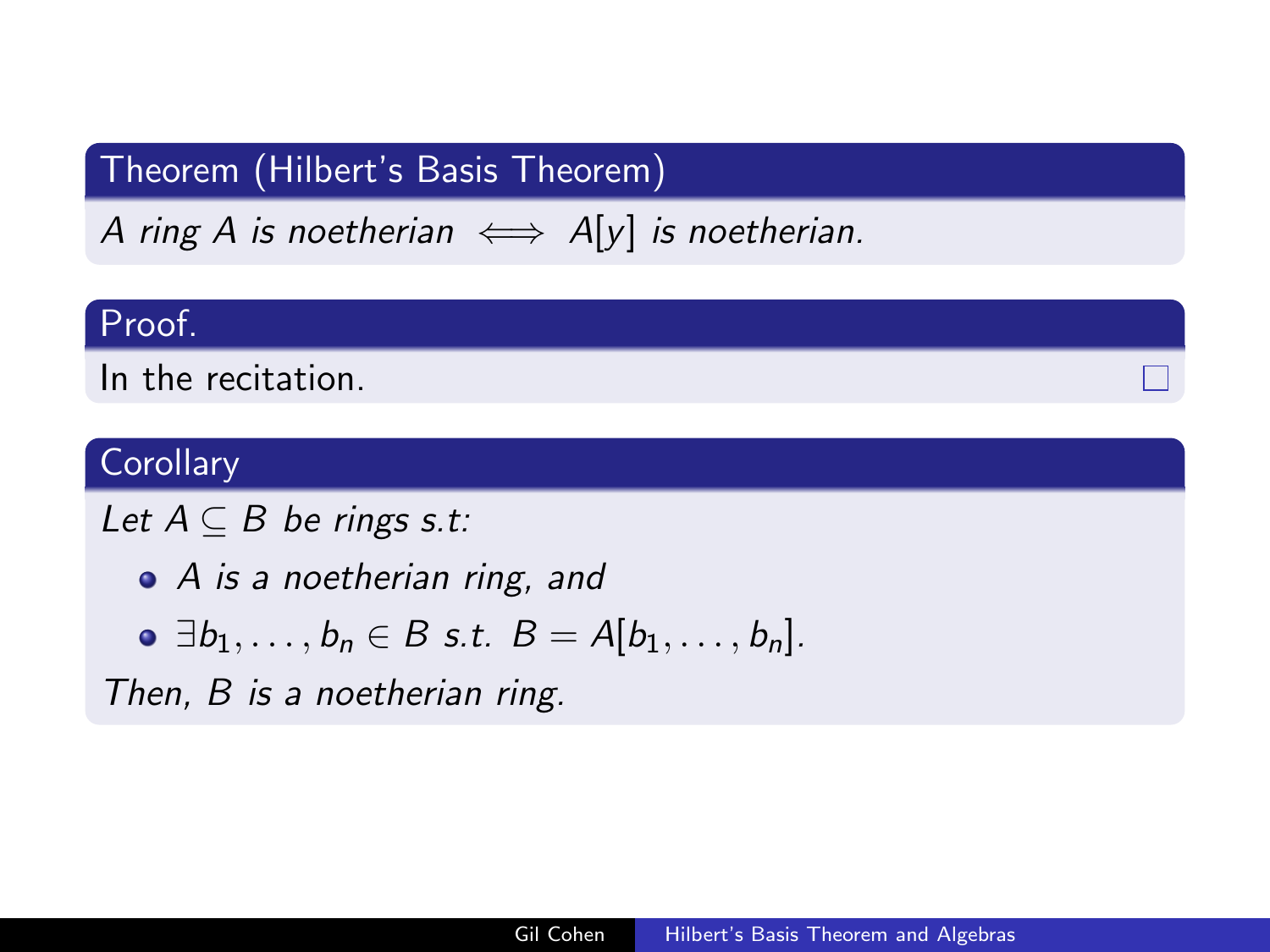### Theorem (Hilbert's Basis Theorem)

*A ring $A$ is noetherian $\iff$ $A[y]$ is noetherian.*

### Proof.

In the recitation. $\square$

### Corollary

*Let $A \subseteq B$ be rings s.t:*

- *$A$ is a noetherian ring, and*
- *$\exists b_1, \ldots, b_n \in B$ s.t. $B = A[b_1, \ldots, b_n]$.*

*Then, $B$ is a noetherian ring.*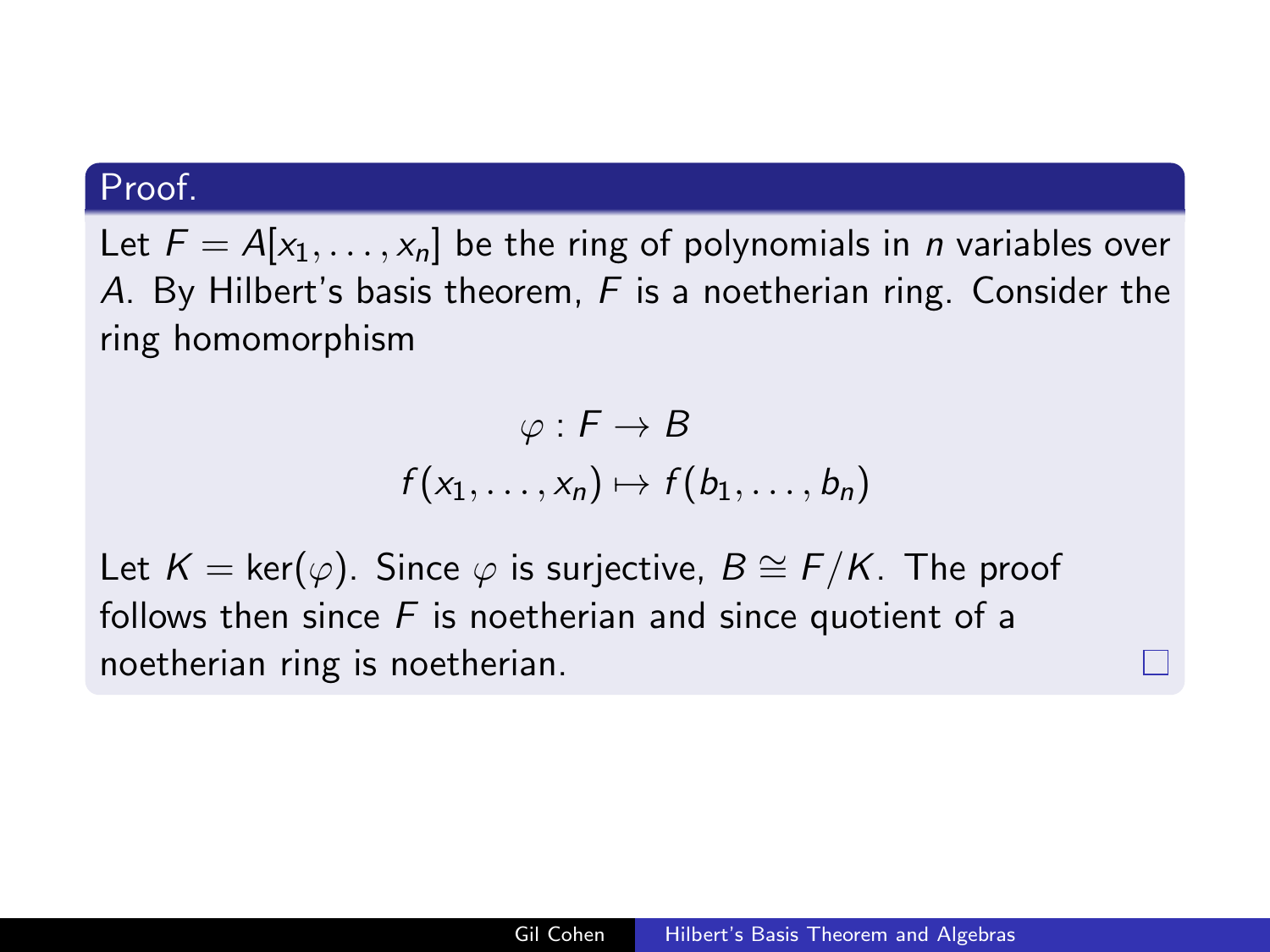**Proof.**

Let $F = A[x_1, \ldots, x_n]$ be the ring of polynomials in $n$ variables over $A$. By Hilbert's basis theorem, $F$ is a noetherian ring. Consider the ring homomorphism

$$\begin{aligned} \varphi : F &\to B \\ f(x_1, \ldots, x_n) &\mapsto f(b_1, \ldots, b_n) \end{aligned}$$

Let $K = \ker(\varphi)$. Since $\varphi$ is surjective, $B \cong F/K$. The proof follows then since $F$ is noetherian and since quotient of a noetherian ring is noetherian. □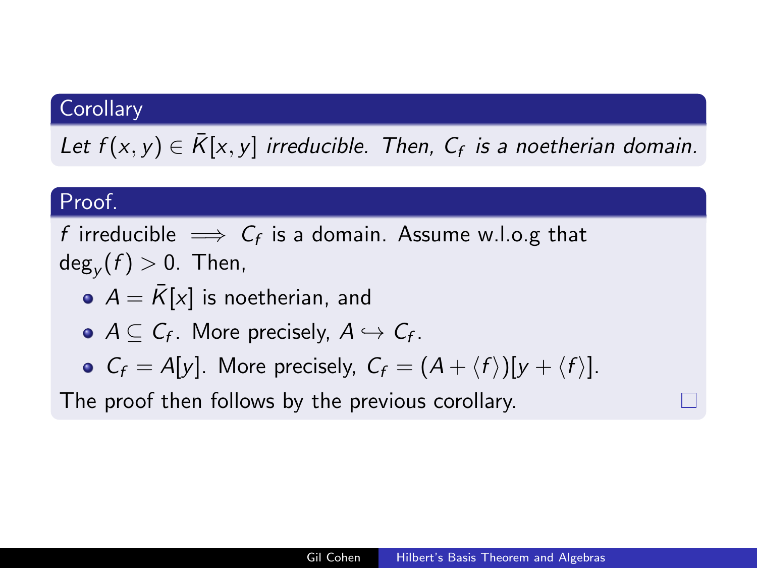**Corollary**

*Let $f(x, y) \in \bar{K}[x, y]$ irreducible. Then, $C_f$ is a noetherian domain.*

**Proof.**

$f$ irreducible $\implies$ $C_f$ is a domain. Assume w.l.o.g that $\deg_y(f) > 0$. Then,

- $A = \bar{K}[x]$ is noetherian, and
- $A \subseteq C_f$. More precisely, $A \hookrightarrow C_f$.
- $C_f = A[y]$. More precisely, $C_f = (A + \langle f \rangle)[y + \langle f \rangle]$.

The proof then follows by the previous corollary. □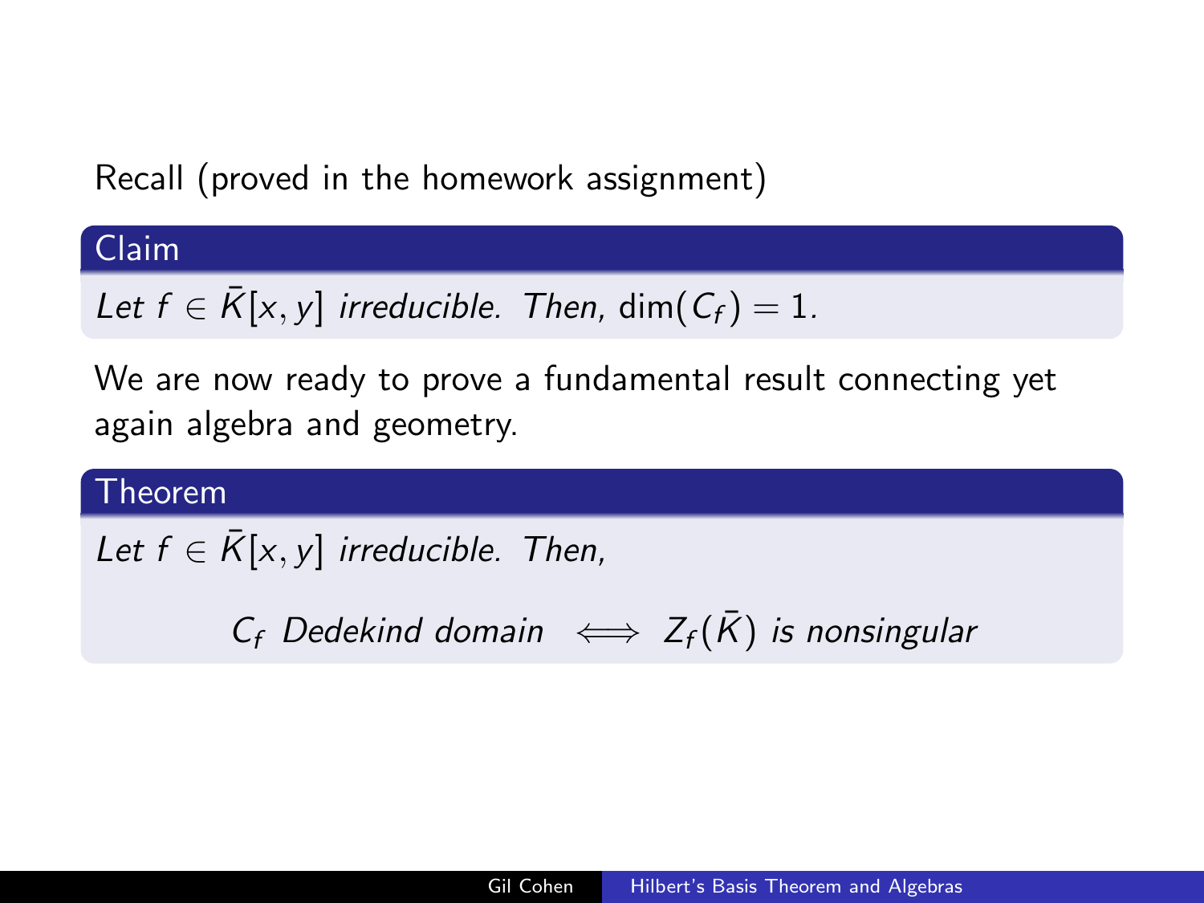Recall (proved in the homework assignment)

**Claim**

*Let $f \in \bar{K}[x, y]$ irreducible. Then,* $\dim(C_f) = 1$.

We are now ready to prove a fundamental result connecting yet again algebra and geometry.

**Theorem**

*Let $f \in \bar{K}[x, y]$ irreducible. Then,*

$$C_f \text{ Dedekind domain } \iff Z_f(\bar{K}) \text{ is nonsingular}$$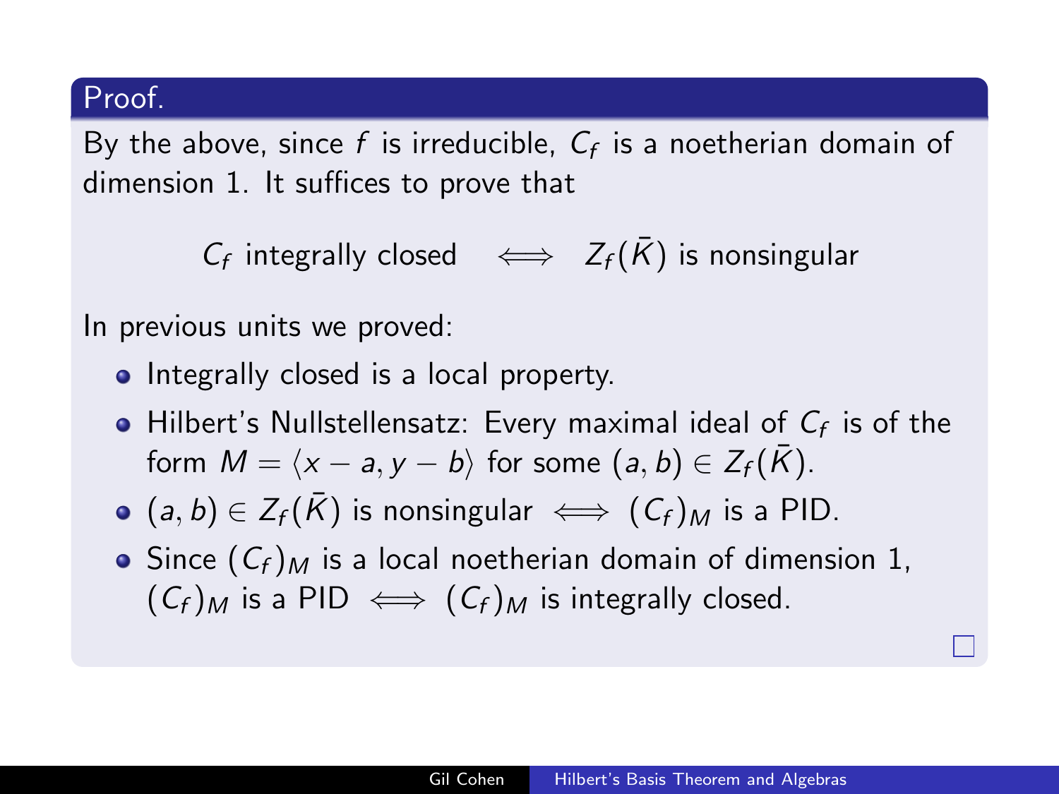**Proof.**

By the above, since $f$ is irreducible, $C_f$ is a noetherian domain of dimension 1. It suffices to prove that

$$C_f \text{ integrally closed} \iff Z_f(\bar{K}) \text{ is nonsingular}$$

In previous units we proved:

- Integrally closed is a local property.
- Hilbert's Nullstellensatz: Every maximal ideal of $C_f$ is of the form $M = \langle x - a, y - b \rangle$ for some $(a, b) \in Z_f(\bar{K})$.
- $(a, b) \in Z_f(\bar{K})$ is nonsingular $\iff$ $(C_f)_M$ is a PID.
- Since $(C_f)_M$ is a local noetherian domain of dimension 1, $(C_f)_M$ is a PID $\iff$ $(C_f)_M$ is integrally closed.

□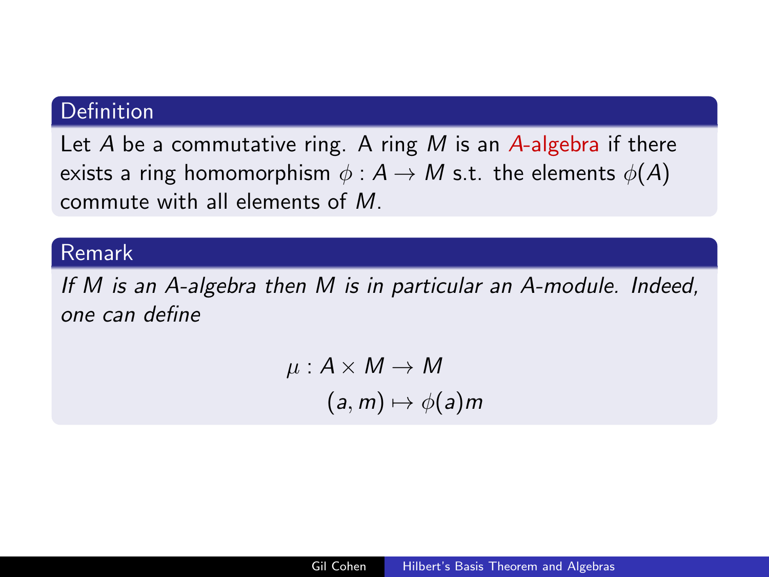### Definition

Let $A$ be a commutative ring. A ring $M$ is an $A$-algebra if there exists a ring homomorphism $\phi : A \to M$ s.t. the elements $\phi(A)$ commute with all elements of $M$.

### Remark

*If $M$ is an $A$-algebra then $M$ is in particular an $A$-module. Indeed, one can define*

$$\mu : A \times M \to M$$
$$(a, m) \mapsto \phi(a)m$$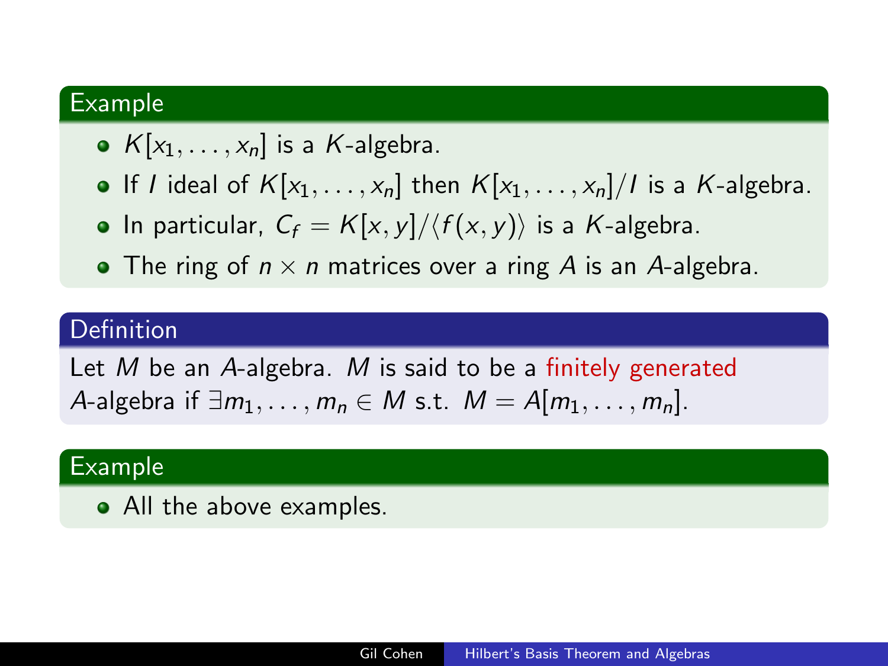### Example

- $K[x_1, \ldots, x_n]$ is a $K$-algebra.
- If $I$ ideal of $K[x_1, \ldots, x_n]$ then $K[x_1, \ldots, x_n]/I$ is a $K$-algebra.
- In particular, $C_f = K[x, y]/\langle f(x, y)\rangle$ is a $K$-algebra.
- The ring of $n \times n$ matrices over a ring $A$ is an $A$-algebra.

### Definition

Let $M$ be an $A$-algebra. $M$ is said to be a finitely generated $A$-algebra if $\exists m_1, \ldots, m_n \in M$ s.t. $M = A[m_1, \ldots, m_n]$.

### Example

- All the above examples.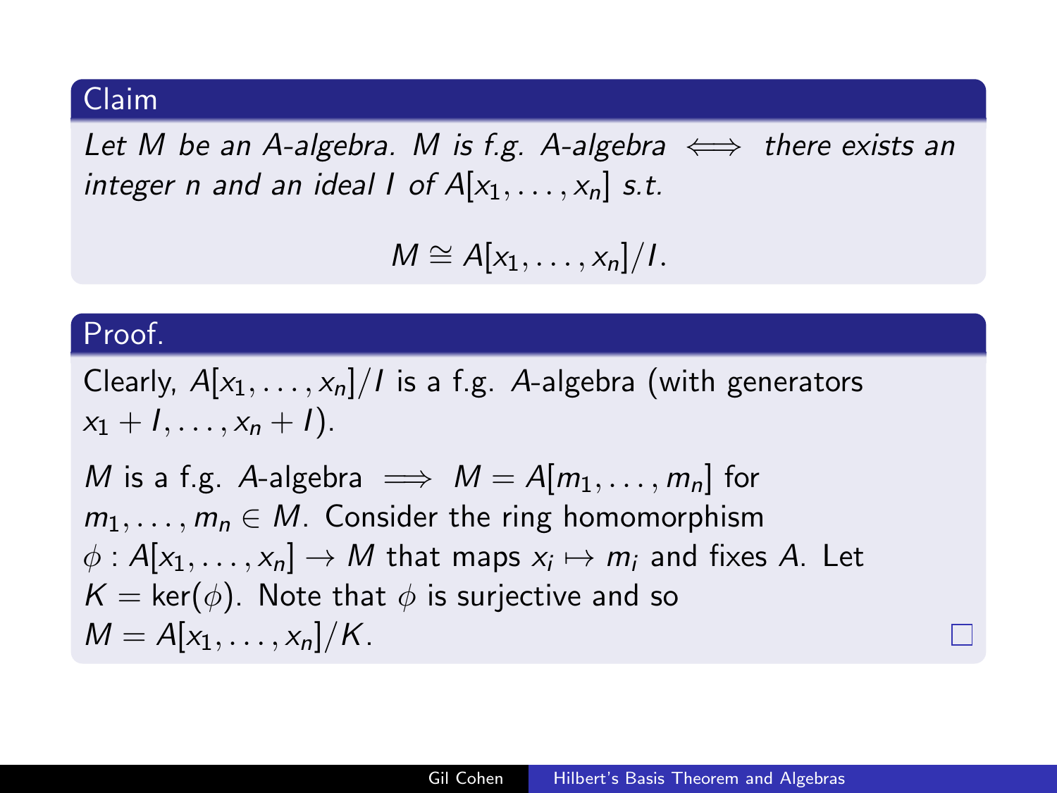**Claim**

*Let $M$ be an $A$-algebra. $M$ is f.g. $A$-algebra $\iff$ there exists an integer $n$ and an ideal $I$ of $A[x_1, \ldots, x_n]$ s.t.*

$$M \cong A[x_1, \ldots, x_n]/I.$$

**Proof.**

Clearly, $A[x_1, \ldots, x_n]/I$ is a f.g. $A$-algebra (with generators $x_1 + I, \ldots, x_n + I$).

$M$ is a f.g. $A$-algebra $\implies$ $M = A[m_1, \ldots, m_n]$ for $m_1, \ldots, m_n \in M$. Consider the ring homomorphism $\phi : A[x_1, \ldots, x_n] \to M$ that maps $x_i \mapsto m_i$ and fixes $A$. Let $K = \ker(\phi)$. Note that $\phi$ is surjective and so $M = A[x_1, \ldots, x_n]/K$. □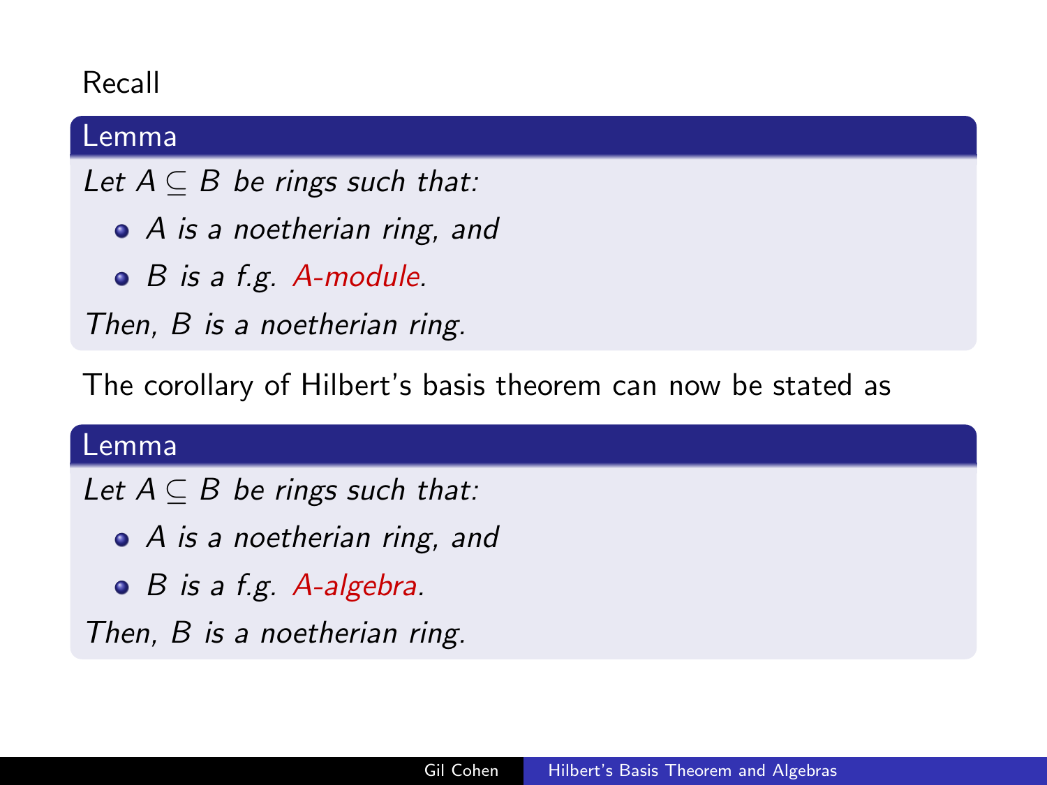Recall

**Lemma**

*Let $A \subseteq B$ be rings such that:*

- *$A$ is a noetherian ring, and*
- *$B$ is a f.g. A-module.*

*Then, $B$ is a noetherian ring.*

The corollary of Hilbert's basis theorem can now be stated as

**Lemma**

*Let $A \subseteq B$ be rings such that:*

- *$A$ is a noetherian ring, and*
- *$B$ is a f.g. A-algebra.*

*Then, $B$ is a noetherian ring.*